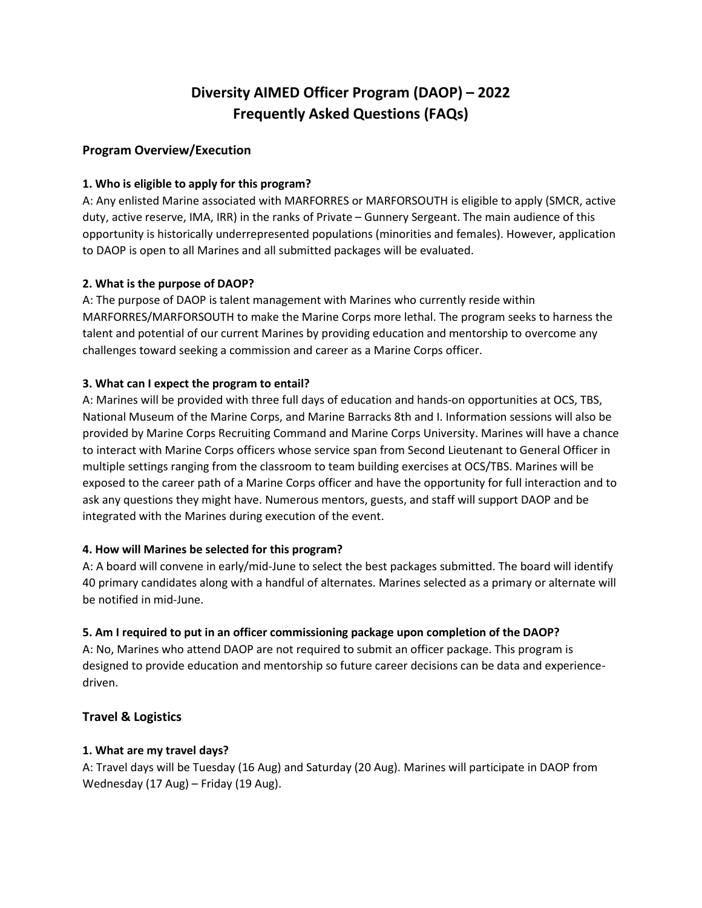# Diversity AIMED Officer Program (DAOP) – 2022
# Frequently Asked Questions (FAQs)

## Program Overview/Execution

**1. Who is eligible to apply for this program?**

A: Any enlisted Marine associated with MARFORRES or MARFORSOUTH is eligible to apply (SMCR, active duty, active reserve, IMA, IRR) in the ranks of Private – Gunnery Sergeant. The main audience of this opportunity is historically underrepresented populations (minorities and females). However, application to DAOP is open to all Marines and all submitted packages will be evaluated.

**2. What is the purpose of DAOP?**

A: The purpose of DAOP is talent management with Marines who currently reside within MARFORRES/MARFORSOUTH to make the Marine Corps more lethal. The program seeks to harness the talent and potential of our current Marines by providing education and mentorship to overcome any challenges toward seeking a commission and career as a Marine Corps officer.

**3. What can I expect the program to entail?**

A: Marines will be provided with three full days of education and hands-on opportunities at OCS, TBS, National Museum of the Marine Corps, and Marine Barracks 8th and I. Information sessions will also be provided by Marine Corps Recruiting Command and Marine Corps University. Marines will have a chance to interact with Marine Corps officers whose service span from Second Lieutenant to General Officer in multiple settings ranging from the classroom to team building exercises at OCS/TBS. Marines will be exposed to the career path of a Marine Corps officer and have the opportunity for full interaction and to ask any questions they might have. Numerous mentors, guests, and staff will support DAOP and be integrated with the Marines during execution of the event.

**4. How will Marines be selected for this program?**

A: A board will convene in early/mid-June to select the best packages submitted. The board will identify 40 primary candidates along with a handful of alternates. Marines selected as a primary or alternate will be notified in mid-June.

**5. Am I required to put in an officer commissioning package upon completion of the DAOP?**

A: No, Marines who attend DAOP are not required to submit an officer package. This program is designed to provide education and mentorship so future career decisions can be data and experience-driven.

## Travel & Logistics

**1. What are my travel days?**

A: Travel days will be Tuesday (16 Aug) and Saturday (20 Aug). Marines will participate in DAOP from Wednesday (17 Aug) – Friday (19 Aug).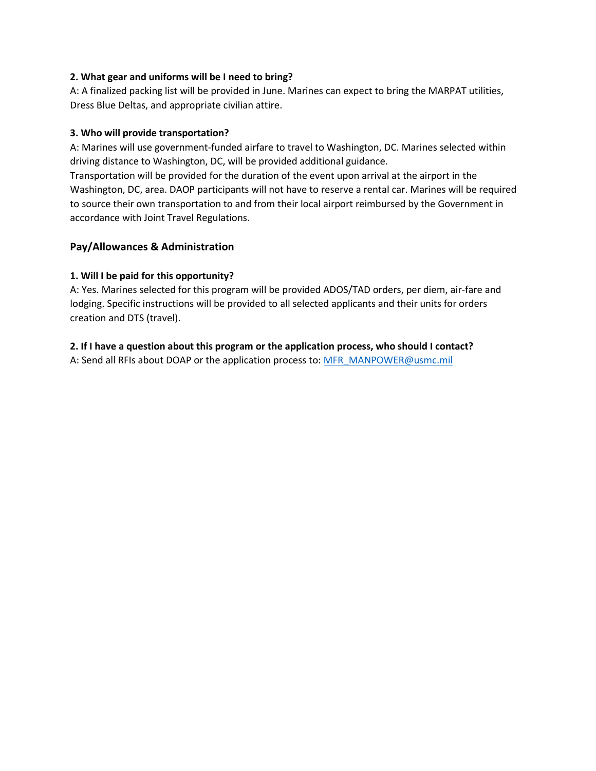**2. What gear and uniforms will be I need to bring?**

A: A finalized packing list will be provided in June. Marines can expect to bring the MARPAT utilities, Dress Blue Deltas, and appropriate civilian attire.

**3. Who will provide transportation?**

A: Marines will use government-funded airfare to travel to Washington, DC. Marines selected within driving distance to Washington, DC, will be provided additional guidance.

Transportation will be provided for the duration of the event upon arrival at the airport in the Washington, DC, area. DAOP participants will not have to reserve a rental car. Marines will be required to source their own transportation to and from their local airport reimbursed by the Government in accordance with Joint Travel Regulations.

## Pay/Allowances & Administration

**1. Will I be paid for this opportunity?**

A: Yes. Marines selected for this program will be provided ADOS/TAD orders, per diem, air-fare and lodging. Specific instructions will be provided to all selected applicants and their units for orders creation and DTS (travel).

**2. If I have a question about this program or the application process, who should I contact?**

A: Send all RFIs about DOAP or the application process to: [MFR_MANPOWER@usmc.mil](mailto:MFR_MANPOWER@usmc.mil)